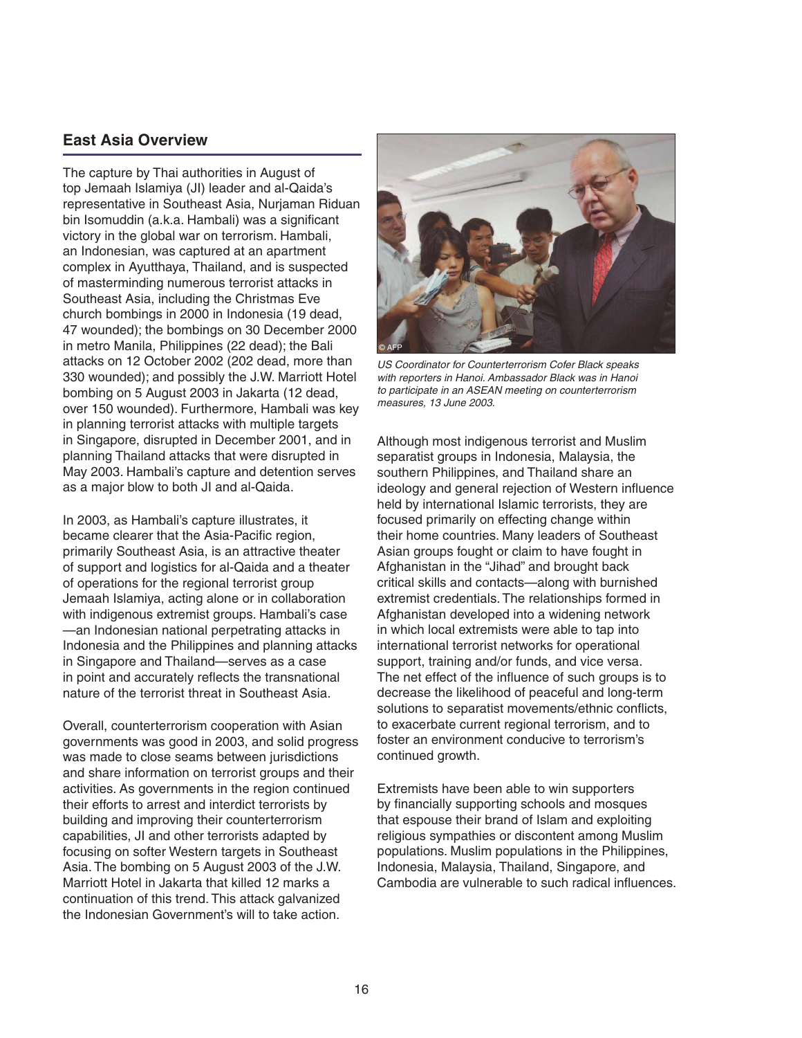## East Asia Overview

The capture by Thai authorities in August of top Jemaah Islamiya (JI) leader and al-Qaida's representative in Southeast Asia, Nurjaman Riduan bin Isomuddin (a.k.a. Hambali) was a significant victory in the global war on terrorism. Hambali, an Indonesian, was captured at an apartment complex in Ayutthaya, Thailand, and is suspected of masterminding numerous terrorist attacks in Southeast Asia, including the Christmas Eve church bombings in 2000 in Indonesia (19 dead, 47 wounded); the bombings on 30 December 2000 in metro Manila, Philippines (22 dead); the Bali attacks on 12 October 2002 (202 dead, more than 330 wounded); and possibly the J.W. Marriott Hotel bombing on 5 August 2003 in Jakarta (12 dead, over 150 wounded). Furthermore, Hambali was key in planning terrorist attacks with multiple targets in Singapore, disrupted in December 2001, and in planning Thailand attacks that were disrupted in May 2003. Hambali's capture and detention serves as a major blow to both JI and al-Qaida.

In 2003, as Hambali's capture illustrates, it became clearer that the Asia-Pacific region, primarily Southeast Asia, is an attractive theater of support and logistics for al-Qaida and a theater of operations for the regional terrorist group Jemaah Islamiya, acting alone or in collaboration with indigenous extremist groups. Hambali's case—an Indonesian national perpetrating attacks in Indonesia and the Philippines and planning attacks in Singapore and Thailand—serves as a case in point and accurately reflects the transnational nature of the terrorist threat in Southeast Asia.

Overall, counterterrorism cooperation with Asian governments was good in 2003, and solid progress was made to close seams between jurisdictions and share information on terrorist groups and their activities. As governments in the region continued their efforts to arrest and interdict terrorists by building and improving their counterterrorism capabilities, JI and other terrorists adapted by focusing on softer Western targets in Southeast Asia. The bombing on 5 August 2003 of the J.W. Marriott Hotel in Jakarta that killed 12 marks a continuation of this trend. This attack galvanized the Indonesian Government's will to take action.

*US Coordinator for Counterterrorism Cofer Black speaks with reporters in Hanoi. Ambassador Black was in Hanoi to participate in an ASEAN meeting on counterterrorism measures, 13 June 2003.*

Although most indigenous terrorist and Muslim separatist groups in Indonesia, Malaysia, the southern Philippines, and Thailand share an ideology and general rejection of Western influence held by international Islamic terrorists, they are focused primarily on effecting change within their home countries. Many leaders of Southeast Asian groups fought or claim to have fought in Afghanistan in the "Jihad" and brought back critical skills and contacts—along with burnished extremist credentials. The relationships formed in Afghanistan developed into a widening network in which local extremists were able to tap into international terrorist networks for operational support, training and/or funds, and vice versa. The net effect of the influence of such groups is to decrease the likelihood of peaceful and long-term solutions to separatist movements/ethnic conflicts, to exacerbate current regional terrorism, and to foster an environment conducive to terrorism's continued growth.

Extremists have been able to win supporters by financially supporting schools and mosques that espouse their brand of Islam and exploiting religious sympathies or discontent among Muslim populations. Muslim populations in the Philippines, Indonesia, Malaysia, Thailand, Singapore, and Cambodia are vulnerable to such radical influences.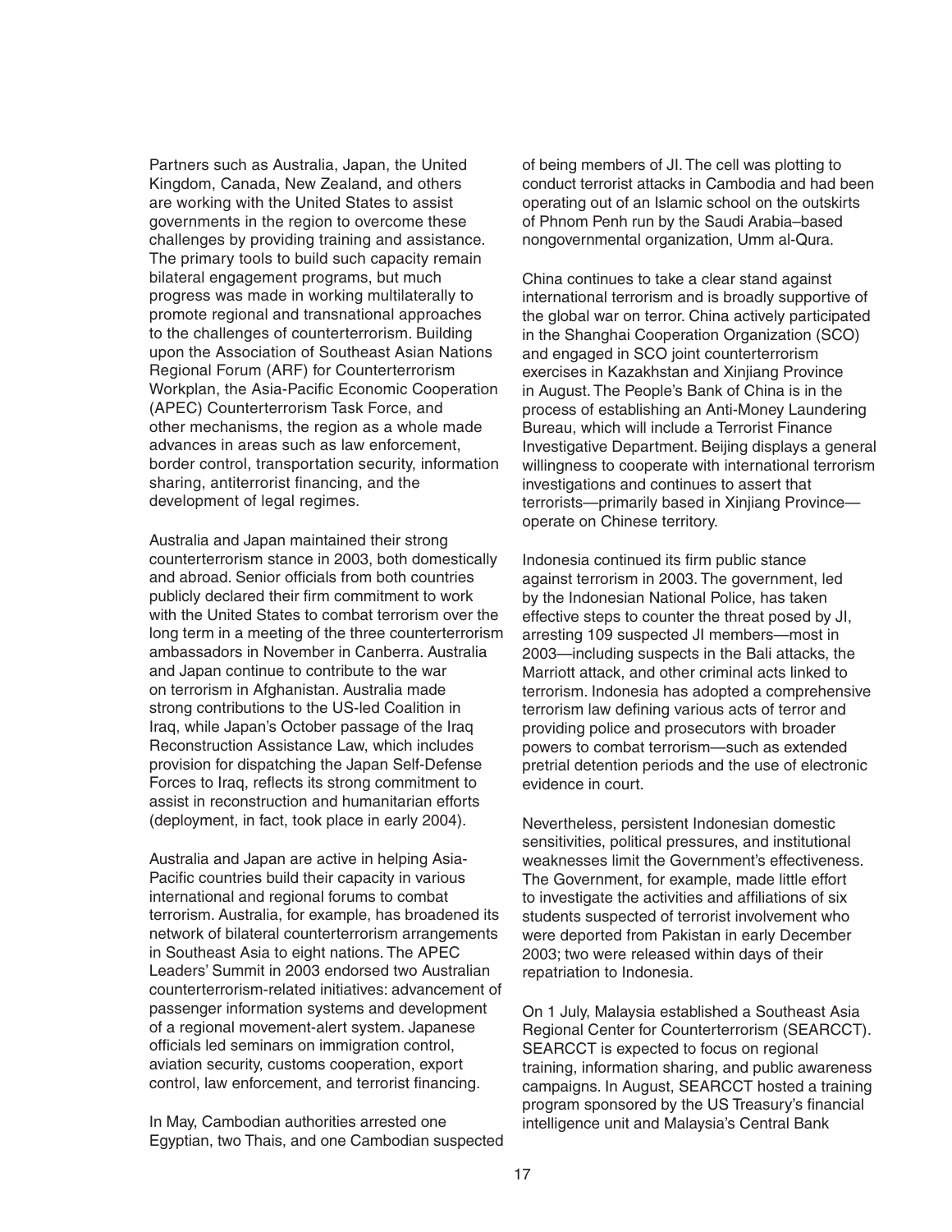Partners such as Australia, Japan, the United Kingdom, Canada, New Zealand, and others are working with the United States to assist governments in the region to overcome these challenges by providing training and assistance. The primary tools to build such capacity remain bilateral engagement programs, but much progress was made in working multilaterally to promote regional and transnational approaches to the challenges of counterterrorism. Building upon the Association of Southeast Asian Nations Regional Forum (ARF) for Counterterrorism Workplan, the Asia-Pacific Economic Cooperation (APEC) Counterterrorism Task Force, and other mechanisms, the region as a whole made advances in areas such as law enforcement, border control, transportation security, information sharing, antiterrorist financing, and the development of legal regimes.

Australia and Japan maintained their strong counterterrorism stance in 2003, both domestically and abroad. Senior officials from both countries publicly declared their firm commitment to work with the United States to combat terrorism over the long term in a meeting of the three counterterrorism ambassadors in November in Canberra. Australia and Japan continue to contribute to the war on terrorism in Afghanistan. Australia made strong contributions to the US-led Coalition in Iraq, while Japan's October passage of the Iraq Reconstruction Assistance Law, which includes provision for dispatching the Japan Self-Defense Forces to Iraq, reflects its strong commitment to assist in reconstruction and humanitarian efforts (deployment, in fact, took place in early 2004).

Australia and Japan are active in helping Asia-Pacific countries build their capacity in various international and regional forums to combat terrorism. Australia, for example, has broadened its network of bilateral counterterrorism arrangements in Southeast Asia to eight nations. The APEC Leaders' Summit in 2003 endorsed two Australian counterterrorism-related initiatives: advancement of passenger information systems and development of a regional movement-alert system. Japanese officials led seminars on immigration control, aviation security, customs cooperation, export control, law enforcement, and terrorist financing.

In May, Cambodian authorities arrested one Egyptian, two Thais, and one Cambodian suspected of being members of JI. The cell was plotting to conduct terrorist attacks in Cambodia and had been operating out of an Islamic school on the outskirts of Phnom Penh run by the Saudi Arabia–based nongovernmental organization, Umm al-Qura.

China continues to take a clear stand against international terrorism and is broadly supportive of the global war on terror. China actively participated in the Shanghai Cooperation Organization (SCO) and engaged in SCO joint counterterrorism exercises in Kazakhstan and Xinjiang Province in August. The People's Bank of China is in the process of establishing an Anti-Money Laundering Bureau, which will include a Terrorist Finance Investigative Department. Beijing displays a general willingness to cooperate with international terrorism investigations and continues to assert that terrorists—primarily based in Xinjiang Province—operate on Chinese territory.

Indonesia continued its firm public stance against terrorism in 2003. The government, led by the Indonesian National Police, has taken effective steps to counter the threat posed by JI, arresting 109 suspected JI members—most in 2003—including suspects in the Bali attacks, the Marriott attack, and other criminal acts linked to terrorism. Indonesia has adopted a comprehensive terrorism law defining various acts of terror and providing police and prosecutors with broader powers to combat terrorism—such as extended pretrial detention periods and the use of electronic evidence in court.

Nevertheless, persistent Indonesian domestic sensitivities, political pressures, and institutional weaknesses limit the Government's effectiveness. The Government, for example, made little effort to investigate the activities and affiliations of six students suspected of terrorist involvement who were deported from Pakistan in early December 2003; two were released within days of their repatriation to Indonesia.

On 1 July, Malaysia established a Southeast Asia Regional Center for Counterterrorism (SEARCCT). SEARCCT is expected to focus on regional training, information sharing, and public awareness campaigns. In August, SEARCCT hosted a training program sponsored by the US Treasury's financial intelligence unit and Malaysia's Central Bank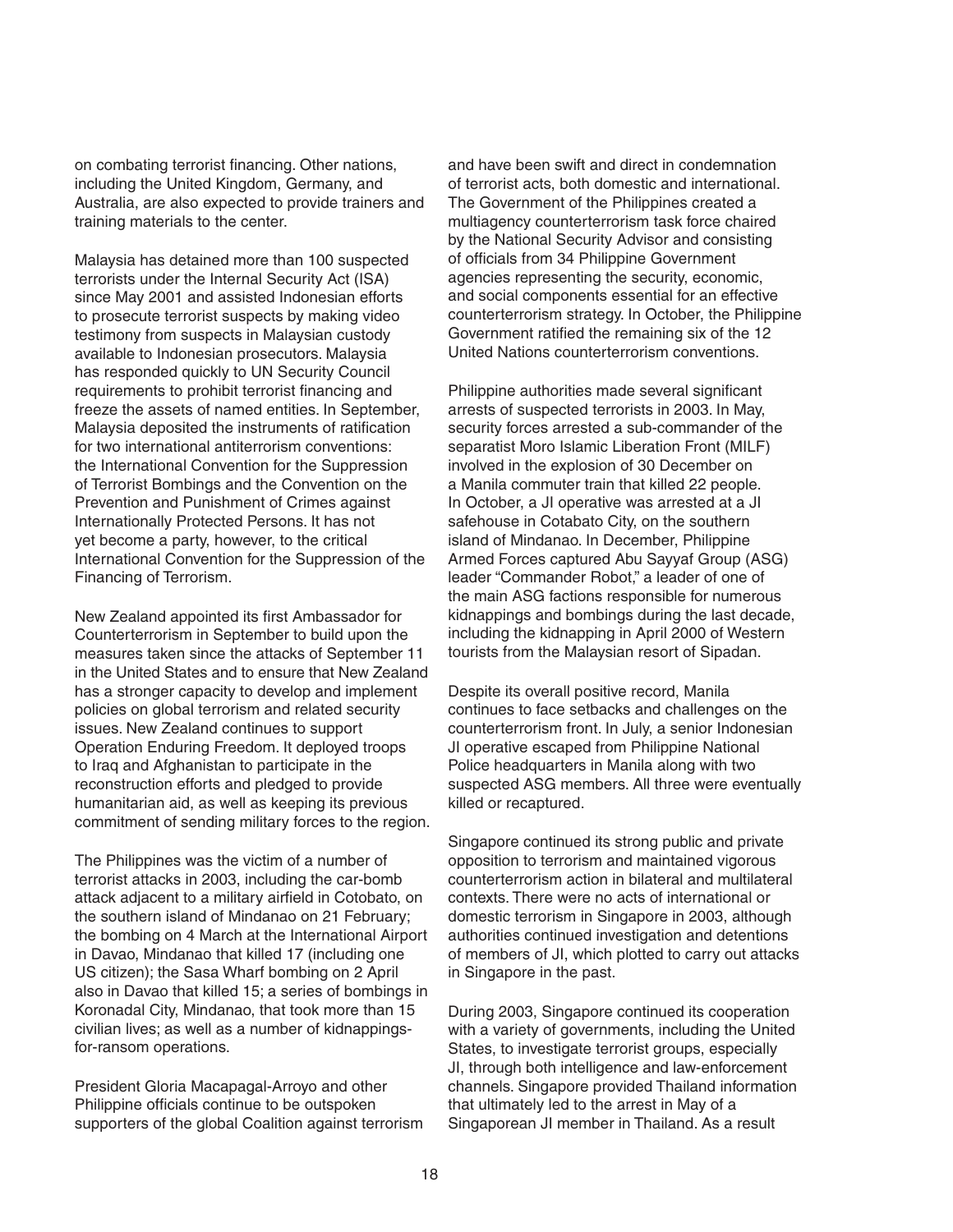on combating terrorist financing. Other nations, including the United Kingdom, Germany, and Australia, are also expected to provide trainers and training materials to the center.

Malaysia has detained more than 100 suspected terrorists under the Internal Security Act (ISA) since May 2001 and assisted Indonesian efforts to prosecute terrorist suspects by making video testimony from suspects in Malaysian custody available to Indonesian prosecutors. Malaysia has responded quickly to UN Security Council requirements to prohibit terrorist financing and freeze the assets of named entities. In September, Malaysia deposited the instruments of ratification for two international antiterrorism conventions: the International Convention for the Suppression of Terrorist Bombings and the Convention on the Prevention and Punishment of Crimes against Internationally Protected Persons. It has not yet become a party, however, to the critical International Convention for the Suppression of the Financing of Terrorism.

New Zealand appointed its first Ambassador for Counterterrorism in September to build upon the measures taken since the attacks of September 11 in the United States and to ensure that New Zealand has a stronger capacity to develop and implement policies on global terrorism and related security issues. New Zealand continues to support Operation Enduring Freedom. It deployed troops to Iraq and Afghanistan to participate in the reconstruction efforts and pledged to provide humanitarian aid, as well as keeping its previous commitment of sending military forces to the region.

The Philippines was the victim of a number of terrorist attacks in 2003, including the car-bomb attack adjacent to a military airfield in Cotobato, on the southern island of Mindanao on 21 February; the bombing on 4 March at the International Airport in Davao, Mindanao that killed 17 (including one US citizen); the Sasa Wharf bombing on 2 April also in Davao that killed 15; a series of bombings in Koronadal City, Mindanao, that took more than 15 civilian lives; as well as a number of kidnappings-for-ransom operations.

President Gloria Macapagal-Arroyo and other Philippine officials continue to be outspoken supporters of the global Coalition against terrorism and have been swift and direct in condemnation of terrorist acts, both domestic and international. The Government of the Philippines created a multiagency counterterrorism task force chaired by the National Security Advisor and consisting of officials from 34 Philippine Government agencies representing the security, economic, and social components essential for an effective counterterrorism strategy. In October, the Philippine Government ratified the remaining six of the 12 United Nations counterterrorism conventions.

Philippine authorities made several significant arrests of suspected terrorists in 2003. In May, security forces arrested a sub-commander of the separatist Moro Islamic Liberation Front (MILF) involved in the explosion of 30 December on a Manila commuter train that killed 22 people. In October, a JI operative was arrested at a JI safehouse in Cotabato City, on the southern island of Mindanao. In December, Philippine Armed Forces captured Abu Sayyaf Group (ASG) leader "Commander Robot," a leader of one of the main ASG factions responsible for numerous kidnappings and bombings during the last decade, including the kidnapping in April 2000 of Western tourists from the Malaysian resort of Sipadan.

Despite its overall positive record, Manila continues to face setbacks and challenges on the counterterrorism front. In July, a senior Indonesian JI operative escaped from Philippine National Police headquarters in Manila along with two suspected ASG members. All three were eventually killed or recaptured.

Singapore continued its strong public and private opposition to terrorism and maintained vigorous counterterrorism action in bilateral and multilateral contexts. There were no acts of international or domestic terrorism in Singapore in 2003, although authorities continued investigation and detentions of members of JI, which plotted to carry out attacks in Singapore in the past.

During 2003, Singapore continued its cooperation with a variety of governments, including the United States, to investigate terrorist groups, especially JI, through both intelligence and law-enforcement channels. Singapore provided Thailand information that ultimately led to the arrest in May of a Singaporean JI member in Thailand. As a result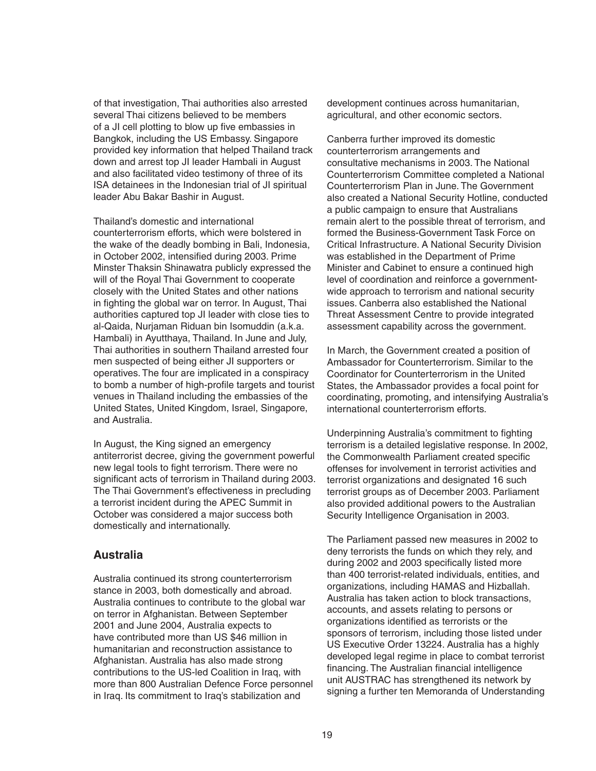of that investigation, Thai authorities also arrested several Thai citizens believed to be members of a JI cell plotting to blow up five embassies in Bangkok, including the US Embassy. Singapore provided key information that helped Thailand track down and arrest top JI leader Hambali in August and also facilitated video testimony of three of its ISA detainees in the Indonesian trial of JI spiritual leader Abu Bakar Bashir in August.

Thailand's domestic and international counterterrorism efforts, which were bolstered in the wake of the deadly bombing in Bali, Indonesia, in October 2002, intensified during 2003. Prime Minster Thaksin Shinawatra publicly expressed the will of the Royal Thai Government to cooperate closely with the United States and other nations in fighting the global war on terror. In August, Thai authorities captured top JI leader with close ties to al-Qaida, Nurjaman Riduan bin Isomuddin (a.k.a. Hambali) in Ayutthaya, Thailand. In June and July, Thai authorities in southern Thailand arrested four men suspected of being either JI supporters or operatives. The four are implicated in a conspiracy to bomb a number of high-profile targets and tourist venues in Thailand including the embassies of the United States, United Kingdom, Israel, Singapore, and Australia.

In August, the King signed an emergency antiterrorist decree, giving the government powerful new legal tools to fight terrorism. There were no significant acts of terrorism in Thailand during 2003. The Thai Government's effectiveness in precluding a terrorist incident during the APEC Summit in October was considered a major success both domestically and internationally.

## Australia

Australia continued its strong counterterrorism stance in 2003, both domestically and abroad. Australia continues to contribute to the global war on terror in Afghanistan. Between September 2001 and June 2004, Australia expects to have contributed more than US $46 million in humanitarian and reconstruction assistance to Afghanistan. Australia has also made strong contributions to the US-led Coalition in Iraq, with more than 800 Australian Defence Force personnel in Iraq. Its commitment to Iraq's stabilization and development continues across humanitarian, agricultural, and other economic sectors.

Canberra further improved its domestic counterterrorism arrangements and consultative mechanisms in 2003. The National Counterterrorism Committee completed a National Counterterrorism Plan in June. The Government also created a National Security Hotline, conducted a public campaign to ensure that Australians remain alert to the possible threat of terrorism, and formed the Business-Government Task Force on Critical Infrastructure. A National Security Division was established in the Department of Prime Minister and Cabinet to ensure a continued high level of coordination and reinforce a government-wide approach to terrorism and national security issues. Canberra also established the National Threat Assessment Centre to provide integrated assessment capability across the government.

In March, the Government created a position of Ambassador for Counterterrorism. Similar to the Coordinator for Counterterrorism in the United States, the Ambassador provides a focal point for coordinating, promoting, and intensifying Australia's international counterterrorism efforts.

Underpinning Australia's commitment to fighting terrorism is a detailed legislative response. In 2002, the Commonwealth Parliament created specific offenses for involvement in terrorist activities and terrorist organizations and designated 16 such terrorist groups as of December 2003. Parliament also provided additional powers to the Australian Security Intelligence Organisation in 2003.

The Parliament passed new measures in 2002 to deny terrorists the funds on which they rely, and during 2002 and 2003 specifically listed more than 400 terrorist-related individuals, entities, and organizations, including HAMAS and Hizballah. Australia has taken action to block transactions, accounts, and assets relating to persons or organizations identified as terrorists or the sponsors of terrorism, including those listed under US Executive Order 13224. Australia has a highly developed legal regime in place to combat terrorist financing. The Australian financial intelligence unit AUSTRAC has strengthened its network by signing a further ten Memoranda of Understanding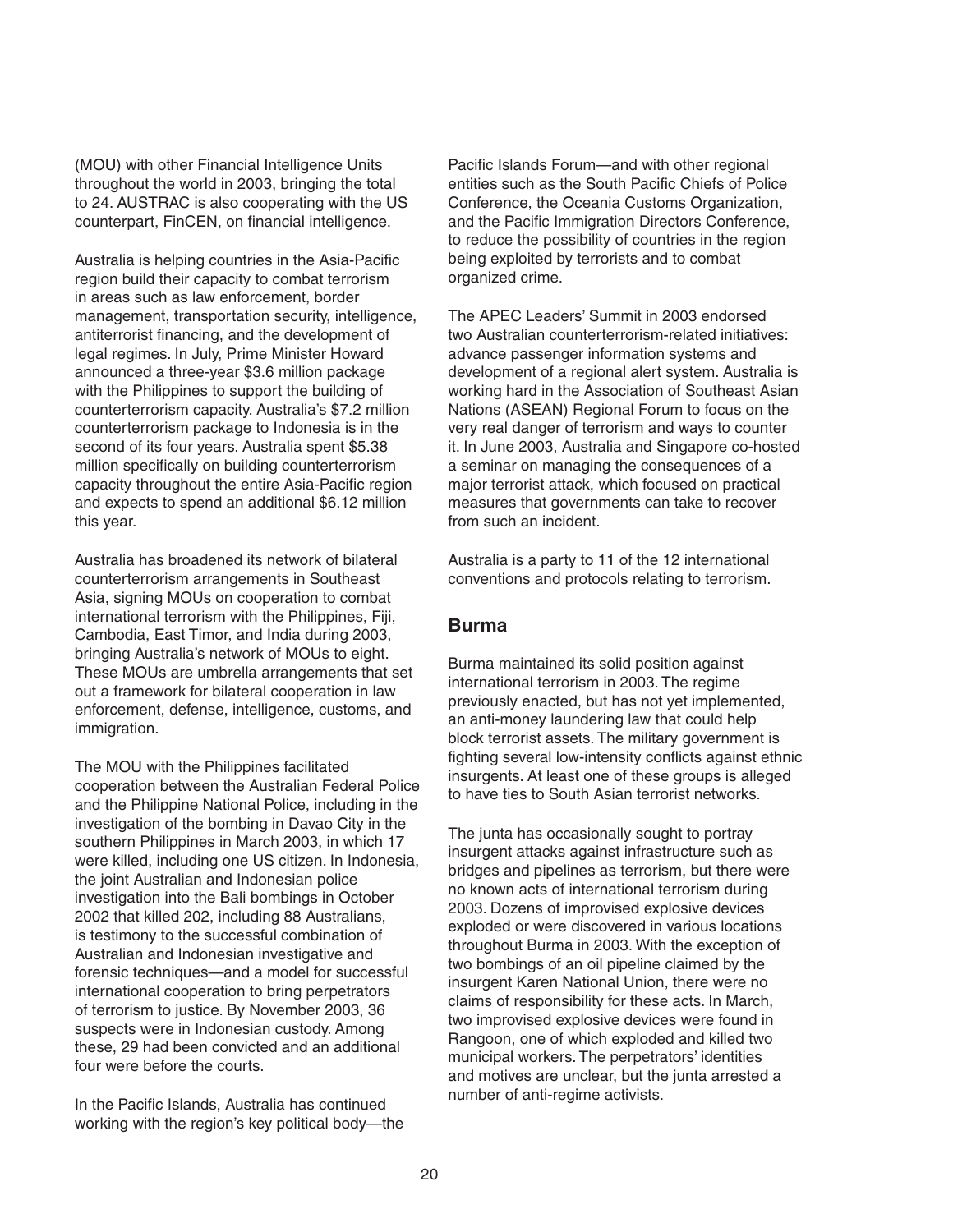(MOU) with other Financial Intelligence Units throughout the world in 2003, bringing the total to 24. AUSTRAC is also cooperating with the US counterpart, FinCEN, on financial intelligence.

Australia is helping countries in the Asia-Pacific region build their capacity to combat terrorism in areas such as law enforcement, border management, transportation security, intelligence, antiterrorist financing, and the development of legal regimes. In July, Prime Minister Howard announced a three-year $3.6 million package with the Philippines to support the building of counterterrorism capacity. Australia's $7.2 million counterterrorism package to Indonesia is in the second of its four years. Australia spent $5.38 million specifically on building counterterrorism capacity throughout the entire Asia-Pacific region and expects to spend an additional $6.12 million this year.

Australia has broadened its network of bilateral counterterrorism arrangements in Southeast Asia, signing MOUs on cooperation to combat international terrorism with the Philippines, Fiji, Cambodia, East Timor, and India during 2003, bringing Australia's network of MOUs to eight. These MOUs are umbrella arrangements that set out a framework for bilateral cooperation in law enforcement, defense, intelligence, customs, and immigration.

The MOU with the Philippines facilitated cooperation between the Australian Federal Police and the Philippine National Police, including in the investigation of the bombing in Davao City in the southern Philippines in March 2003, in which 17 were killed, including one US citizen. In Indonesia, the joint Australian and Indonesian police investigation into the Bali bombings in October 2002 that killed 202, including 88 Australians, is testimony to the successful combination of Australian and Indonesian investigative and forensic techniques—and a model for successful international cooperation to bring perpetrators of terrorism to justice. By November 2003, 36 suspects were in Indonesian custody. Among these, 29 had been convicted and an additional four were before the courts.

In the Pacific Islands, Australia has continued working with the region's key political body—the Pacific Islands Forum—and with other regional entities such as the South Pacific Chiefs of Police Conference, the Oceania Customs Organization, and the Pacific Immigration Directors Conference, to reduce the possibility of countries in the region being exploited by terrorists and to combat organized crime.

The APEC Leaders' Summit in 2003 endorsed two Australian counterterrorism-related initiatives: advance passenger information systems and development of a regional alert system. Australia is working hard in the Association of Southeast Asian Nations (ASEAN) Regional Forum to focus on the very real danger of terrorism and ways to counter it. In June 2003, Australia and Singapore co-hosted a seminar on managing the consequences of a major terrorist attack, which focused on practical measures that governments can take to recover from such an incident.

Australia is a party to 11 of the 12 international conventions and protocols relating to terrorism.

## Burma

Burma maintained its solid position against international terrorism in 2003. The regime previously enacted, but has not yet implemented, an anti-money laundering law that could help block terrorist assets. The military government is fighting several low-intensity conflicts against ethnic insurgents. At least one of these groups is alleged to have ties to South Asian terrorist networks.

The junta has occasionally sought to portray insurgent attacks against infrastructure such as bridges and pipelines as terrorism, but there were no known acts of international terrorism during 2003. Dozens of improvised explosive devices exploded or were discovered in various locations throughout Burma in 2003. With the exception of two bombings of an oil pipeline claimed by the insurgent Karen National Union, there were no claims of responsibility for these acts. In March, two improvised explosive devices were found in Rangoon, one of which exploded and killed two municipal workers. The perpetrators' identities and motives are unclear, but the junta arrested a number of anti-regime activists.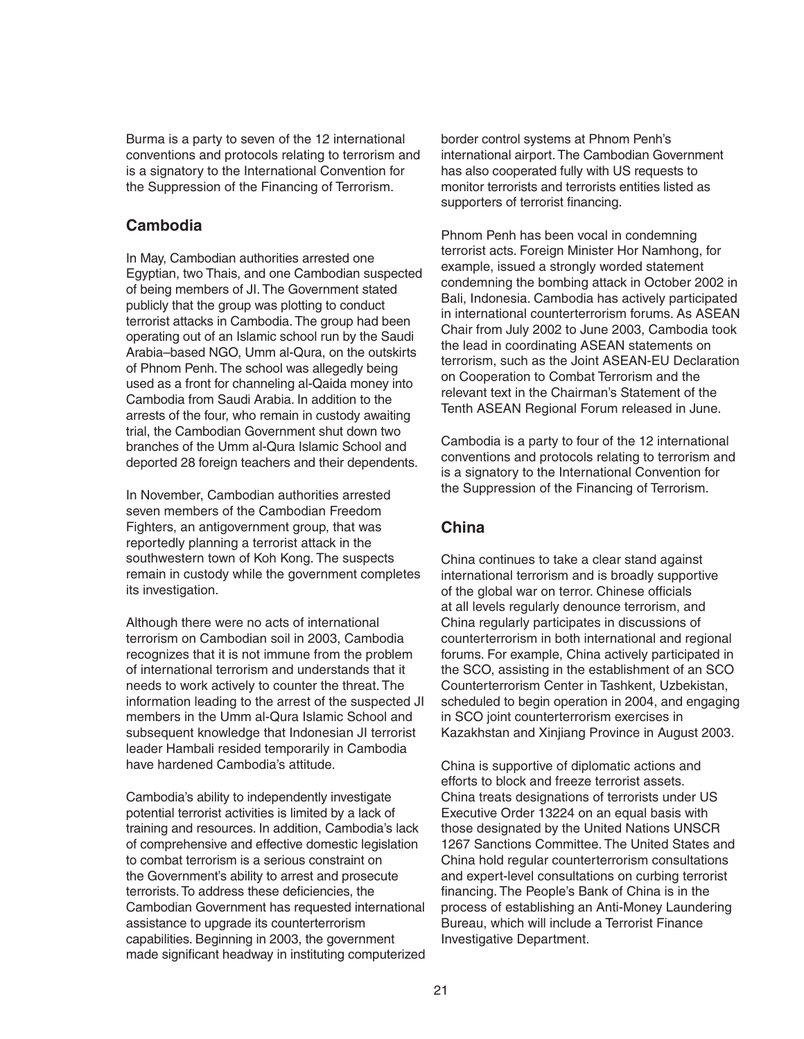Burma is a party to seven of the 12 international conventions and protocols relating to terrorism and is a signatory to the International Convention for the Suppression of the Financing of Terrorism.

## Cambodia

In May, Cambodian authorities arrested one Egyptian, two Thais, and one Cambodian suspected of being members of JI. The Government stated publicly that the group was plotting to conduct terrorist attacks in Cambodia. The group had been operating out of an Islamic school run by the Saudi Arabia–based NGO, Umm al-Qura, on the outskirts of Phnom Penh. The school was allegedly being used as a front for channeling al-Qaida money into Cambodia from Saudi Arabia. In addition to the arrests of the four, who remain in custody awaiting trial, the Cambodian Government shut down two branches of the Umm al-Qura Islamic School and deported 28 foreign teachers and their dependents.

In November, Cambodian authorities arrested seven members of the Cambodian Freedom Fighters, an antigovernment group, that was reportedly planning a terrorist attack in the southwestern town of Koh Kong. The suspects remain in custody while the government completes its investigation.

Although there were no acts of international terrorism on Cambodian soil in 2003, Cambodia recognizes that it is not immune from the problem of international terrorism and understands that it needs to work actively to counter the threat. The information leading to the arrest of the suspected JI members in the Umm al-Qura Islamic School and subsequent knowledge that Indonesian JI terrorist leader Hambali resided temporarily in Cambodia have hardened Cambodia's attitude.

Cambodia's ability to independently investigate potential terrorist activities is limited by a lack of training and resources. In addition, Cambodia's lack of comprehensive and effective domestic legislation to combat terrorism is a serious constraint on the Government's ability to arrest and prosecute terrorists. To address these deficiencies, the Cambodian Government has requested international assistance to upgrade its counterterrorism capabilities. Beginning in 2003, the government made significant headway in instituting computerized border control systems at Phnom Penh's international airport. The Cambodian Government has also cooperated fully with US requests to monitor terrorists and terrorists entities listed as supporters of terrorist financing.

Phnom Penh has been vocal in condemning terrorist acts. Foreign Minister Hor Namhong, for example, issued a strongly worded statement condemning the bombing attack in October 2002 in Bali, Indonesia. Cambodia has actively participated in international counterterrorism forums. As ASEAN Chair from July 2002 to June 2003, Cambodia took the lead in coordinating ASEAN statements on terrorism, such as the Joint ASEAN-EU Declaration on Cooperation to Combat Terrorism and the relevant text in the Chairman's Statement of the Tenth ASEAN Regional Forum released in June.

Cambodia is a party to four of the 12 international conventions and protocols relating to terrorism and is a signatory to the International Convention for the Suppression of the Financing of Terrorism.

## China

China continues to take a clear stand against international terrorism and is broadly supportive of the global war on terror. Chinese officials at all levels regularly denounce terrorism, and China regularly participates in discussions of counterterrorism in both international and regional forums. For example, China actively participated in the SCO, assisting in the establishment of an SCO Counterterrorism Center in Tashkent, Uzbekistan, scheduled to begin operation in 2004, and engaging in SCO joint counterterrorism exercises in Kazakhstan and Xinjiang Province in August 2003.

China is supportive of diplomatic actions and efforts to block and freeze terrorist assets. China treats designations of terrorists under US Executive Order 13224 on an equal basis with those designated by the United Nations UNSCR 1267 Sanctions Committee. The United States and China hold regular counterterrorism consultations and expert-level consultations on curbing terrorist financing. The People's Bank of China is in the process of establishing an Anti-Money Laundering Bureau, which will include a Terrorist Finance Investigative Department.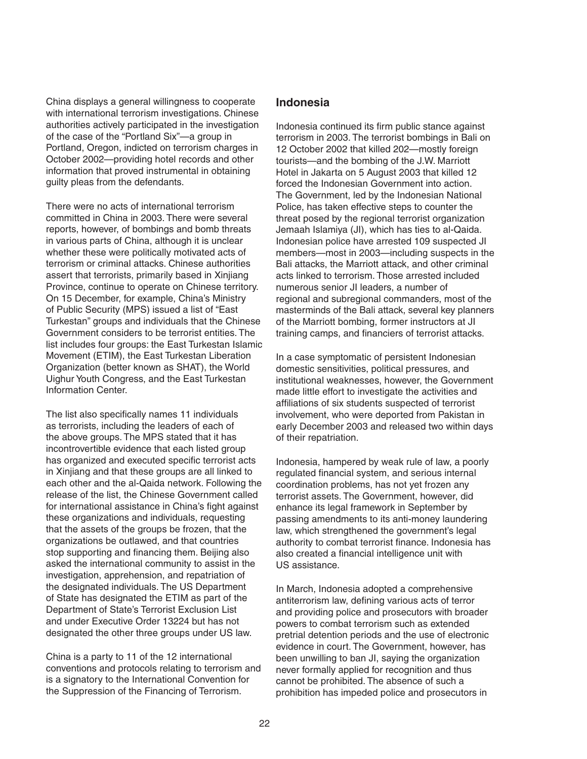China displays a general willingness to cooperate with international terrorism investigations. Chinese authorities actively participated in the investigation of the case of the "Portland Six"—a group in Portland, Oregon, indicted on terrorism charges in October 2002—providing hotel records and other information that proved instrumental in obtaining guilty pleas from the defendants.

There were no acts of international terrorism committed in China in 2003. There were several reports, however, of bombings and bomb threats in various parts of China, although it is unclear whether these were politically motivated acts of terrorism or criminal attacks. Chinese authorities assert that terrorists, primarily based in Xinjiang Province, continue to operate on Chinese territory. On 15 December, for example, China's Ministry of Public Security (MPS) issued a list of "East Turkestan" groups and individuals that the Chinese Government considers to be terrorist entities. The list includes four groups: the East Turkestan Islamic Movement (ETIM), the East Turkestan Liberation Organization (better known as SHAT), the World Uighur Youth Congress, and the East Turkestan Information Center.

The list also specifically names 11 individuals as terrorists, including the leaders of each of the above groups. The MPS stated that it has incontrovertible evidence that each listed group has organized and executed specific terrorist acts in Xinjiang and that these groups are all linked to each other and the al-Qaida network. Following the release of the list, the Chinese Government called for international assistance in China's fight against these organizations and individuals, requesting that the assets of the groups be frozen, that the organizations be outlawed, and that countries stop supporting and financing them. Beijing also asked the international community to assist in the investigation, apprehension, and repatriation of the designated individuals. The US Department of State has designated the ETIM as part of the Department of State's Terrorist Exclusion List and under Executive Order 13224 but has not designated the other three groups under US law.

China is a party to 11 of the 12 international conventions and protocols relating to terrorism and is a signatory to the International Convention for the Suppression of the Financing of Terrorism.

## Indonesia

Indonesia continued its firm public stance against terrorism in 2003. The terrorist bombings in Bali on 12 October 2002 that killed 202—mostly foreign tourists—and the bombing of the J.W. Marriott Hotel in Jakarta on 5 August 2003 that killed 12 forced the Indonesian Government into action. The Government, led by the Indonesian National Police, has taken effective steps to counter the threat posed by the regional terrorist organization Jemaah Islamiya (JI), which has ties to al-Qaida. Indonesian police have arrested 109 suspected JI members—most in 2003—including suspects in the Bali attacks, the Marriott attack, and other criminal acts linked to terrorism. Those arrested included numerous senior JI leaders, a number of regional and subregional commanders, most of the masterminds of the Bali attack, several key planners of the Marriott bombing, former instructors at JI training camps, and financiers of terrorist attacks.

In a case symptomatic of persistent Indonesian domestic sensitivities, political pressures, and institutional weaknesses, however, the Government made little effort to investigate the activities and affiliations of six students suspected of terrorist involvement, who were deported from Pakistan in early December 2003 and released two within days of their repatriation.

Indonesia, hampered by weak rule of law, a poorly regulated financial system, and serious internal coordination problems, has not yet frozen any terrorist assets. The Government, however, did enhance its legal framework in September by passing amendments to its anti-money laundering law, which strengthened the government's legal authority to combat terrorist finance. Indonesia has also created a financial intelligence unit with US assistance.

In March, Indonesia adopted a comprehensive antiterrorism law, defining various acts of terror and providing police and prosecutors with broader powers to combat terrorism such as extended pretrial detention periods and the use of electronic evidence in court. The Government, however, has been unwilling to ban JI, saying the organization never formally applied for recognition and thus cannot be prohibited. The absence of such a prohibition has impeded police and prosecutors in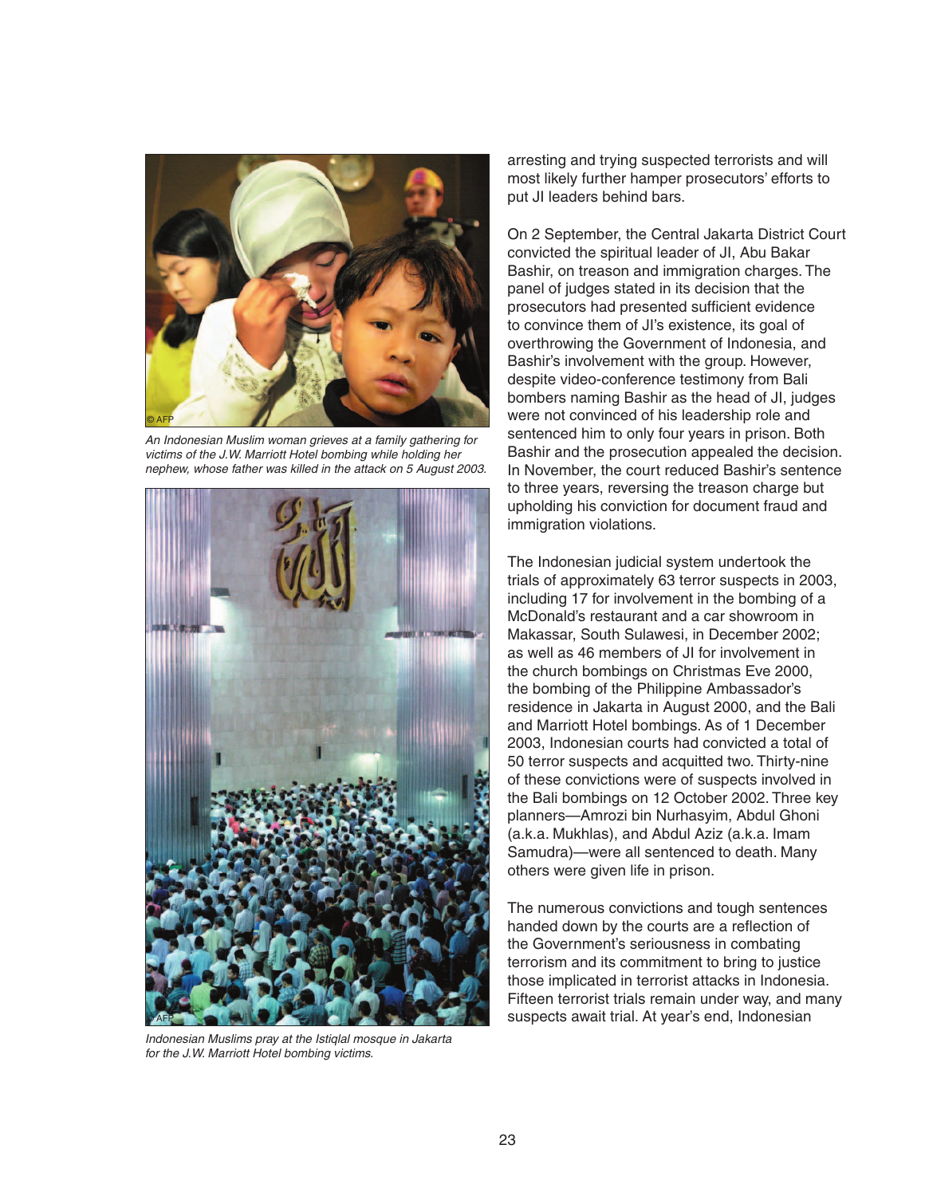An Indonesian Muslim woman grieves at a family gathering for victims of the J.W. Marriott Hotel bombing while holding her nephew, whose father was killed in the attack on 5 August 2003.

Indonesian Muslims pray at the Istiqlal mosque in Jakarta for the J.W. Marriott Hotel bombing victims.

arresting and trying suspected terrorists and will most likely further hamper prosecutors' efforts to put JI leaders behind bars.

On 2 September, the Central Jakarta District Court convicted the spiritual leader of JI, Abu Bakar Bashir, on treason and immigration charges. The panel of judges stated in its decision that the prosecutors had presented sufficient evidence to convince them of JI's existence, its goal of overthrowing the Government of Indonesia, and Bashir's involvement with the group. However, despite video-conference testimony from Bali bombers naming Bashir as the head of JI, judges were not convinced of his leadership role and sentenced him to only four years in prison. Both Bashir and the prosecution appealed the decision. In November, the court reduced Bashir's sentence to three years, reversing the treason charge but upholding his conviction for document fraud and immigration violations.

The Indonesian judicial system undertook the trials of approximately 63 terror suspects in 2003, including 17 for involvement in the bombing of a McDonald's restaurant and a car showroom in Makassar, South Sulawesi, in December 2002; as well as 46 members of JI for involvement in the church bombings on Christmas Eve 2000, the bombing of the Philippine Ambassador's residence in Jakarta in August 2000, and the Bali and Marriott Hotel bombings. As of 1 December 2003, Indonesian courts had convicted a total of 50 terror suspects and acquitted two. Thirty-nine of these convictions were of suspects involved in the Bali bombings on 12 October 2002. Three key planners—Amrozi bin Nurhasyim, Abdul Ghoni (a.k.a. Mukhlas), and Abdul Aziz (a.k.a. Imam Samudra)—were all sentenced to death. Many others were given life in prison.

The numerous convictions and tough sentences handed down by the courts are a reflection of the Government's seriousness in combating terrorism and its commitment to bring to justice those implicated in terrorist attacks in Indonesia. Fifteen terrorist trials remain under way, and many suspects await trial. At year's end, Indonesian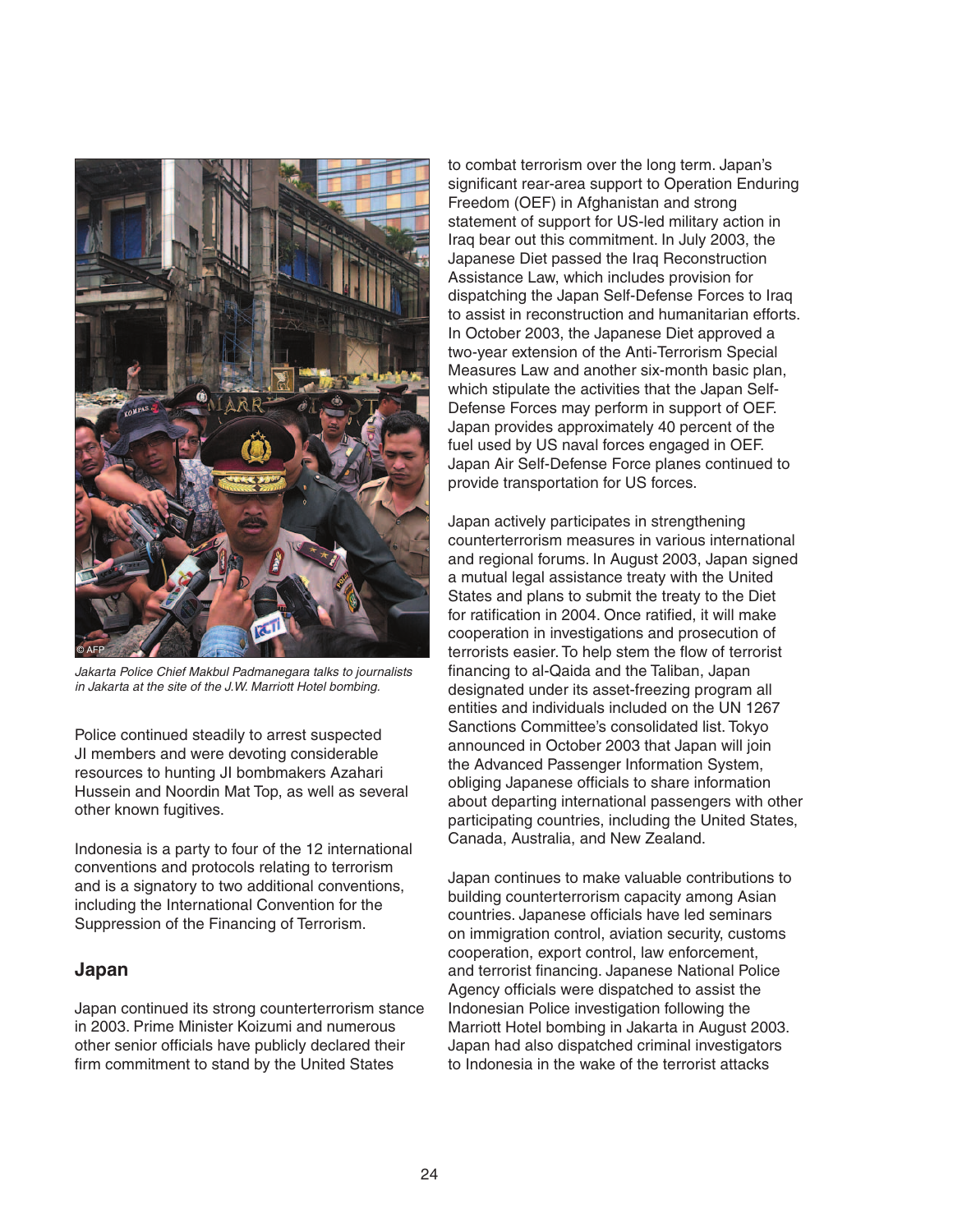*Jakarta Police Chief Makbul Padmanegara talks to journalists in Jakarta at the site of the J.W. Marriott Hotel bombing.*

Police continued steadily to arrest suspected JI members and were devoting considerable resources to hunting JI bombmakers Azahari Hussein and Noordin Mat Top, as well as several other known fugitives.

Indonesia is a party to four of the 12 international conventions and protocols relating to terrorism and is a signatory to two additional conventions, including the International Convention for the Suppression of the Financing of Terrorism.

## Japan

Japan continued its strong counterterrorism stance in 2003. Prime Minister Koizumi and numerous other senior officials have publicly declared their firm commitment to stand by the United States to combat terrorism over the long term. Japan's significant rear-area support to Operation Enduring Freedom (OEF) in Afghanistan and strong statement of support for US-led military action in Iraq bear out this commitment. In July 2003, the Japanese Diet passed the Iraq Reconstruction Assistance Law, which includes provision for dispatching the Japan Self-Defense Forces to Iraq to assist in reconstruction and humanitarian efforts. In October 2003, the Japanese Diet approved a two-year extension of the Anti-Terrorism Special Measures Law and another six-month basic plan, which stipulate the activities that the Japan Self-Defense Forces may perform in support of OEF. Japan provides approximately 40 percent of the fuel used by US naval forces engaged in OEF. Japan Air Self-Defense Force planes continued to provide transportation for US forces.

Japan actively participates in strengthening counterterrorism measures in various international and regional forums. In August 2003, Japan signed a mutual legal assistance treaty with the United States and plans to submit the treaty to the Diet for ratification in 2004. Once ratified, it will make cooperation in investigations and prosecution of terrorists easier. To help stem the flow of terrorist financing to al-Qaida and the Taliban, Japan designated under its asset-freezing program all entities and individuals included on the UN 1267 Sanctions Committee's consolidated list. Tokyo announced in October 2003 that Japan will join the Advanced Passenger Information System, obliging Japanese officials to share information about departing international passengers with other participating countries, including the United States, Canada, Australia, and New Zealand.

Japan continues to make valuable contributions to building counterterrorism capacity among Asian countries. Japanese officials have led seminars on immigration control, aviation security, customs cooperation, export control, law enforcement, and terrorist financing. Japanese National Police Agency officials were dispatched to assist the Indonesian Police investigation following the Marriott Hotel bombing in Jakarta in August 2003. Japan had also dispatched criminal investigators to Indonesia in the wake of the terrorist attacks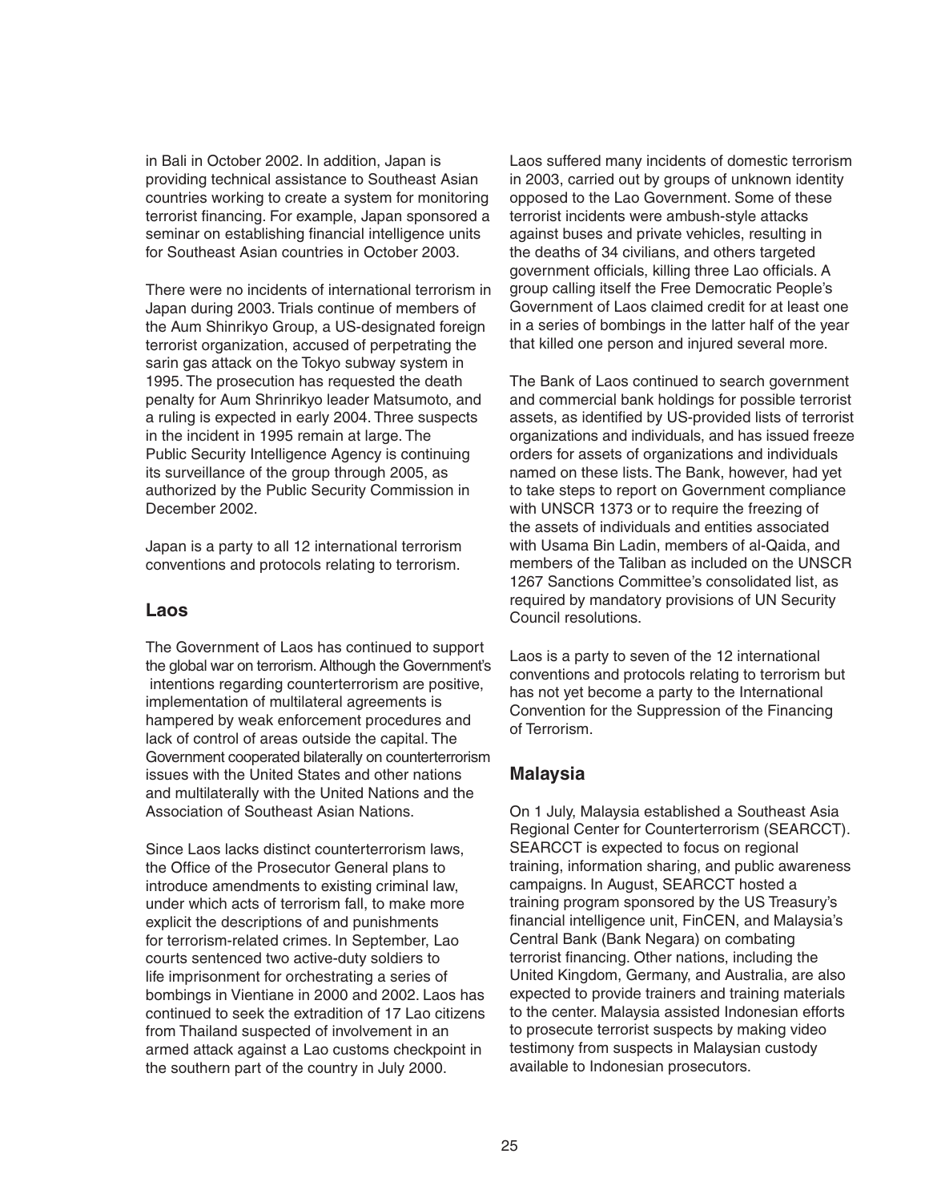in Bali in October 2002. In addition, Japan is providing technical assistance to Southeast Asian countries working to create a system for monitoring terrorist financing. For example, Japan sponsored a seminar on establishing financial intelligence units for Southeast Asian countries in October 2003.

There were no incidents of international terrorism in Japan during 2003. Trials continue of members of the Aum Shinrikyo Group, a US-designated foreign terrorist organization, accused of perpetrating the sarin gas attack on the Tokyo subway system in 1995. The prosecution has requested the death penalty for Aum Shrinrikyo leader Matsumoto, and a ruling is expected in early 2004. Three suspects in the incident in 1995 remain at large. The Public Security Intelligence Agency is continuing its surveillance of the group through 2005, as authorized by the Public Security Commission in December 2002.

Japan is a party to all 12 international terrorism conventions and protocols relating to terrorism.

## Laos

The Government of Laos has continued to support the global war on terrorism. Although the Government's intentions regarding counterterrorism are positive, implementation of multilateral agreements is hampered by weak enforcement procedures and lack of control of areas outside the capital. The Government cooperated bilaterally on counterterrorism issues with the United States and other nations and multilaterally with the United Nations and the Association of Southeast Asian Nations.

Since Laos lacks distinct counterterrorism laws, the Office of the Prosecutor General plans to introduce amendments to existing criminal law, under which acts of terrorism fall, to make more explicit the descriptions of and punishments for terrorism-related crimes. In September, Lao courts sentenced two active-duty soldiers to life imprisonment for orchestrating a series of bombings in Vientiane in 2000 and 2002. Laos has continued to seek the extradition of 17 Lao citizens from Thailand suspected of involvement in an armed attack against a Lao customs checkpoint in the southern part of the country in July 2000.

Laos suffered many incidents of domestic terrorism in 2003, carried out by groups of unknown identity opposed to the Lao Government. Some of these terrorist incidents were ambush-style attacks against buses and private vehicles, resulting in the deaths of 34 civilians, and others targeted government officials, killing three Lao officials. A group calling itself the Free Democratic People's Government of Laos claimed credit for at least one in a series of bombings in the latter half of the year that killed one person and injured several more.

The Bank of Laos continued to search government and commercial bank holdings for possible terrorist assets, as identified by US-provided lists of terrorist organizations and individuals, and has issued freeze orders for assets of organizations and individuals named on these lists. The Bank, however, had yet to take steps to report on Government compliance with UNSCR 1373 or to require the freezing of the assets of individuals and entities associated with Usama Bin Ladin, members of al-Qaida, and members of the Taliban as included on the UNSCR 1267 Sanctions Committee's consolidated list, as required by mandatory provisions of UN Security Council resolutions.

Laos is a party to seven of the 12 international conventions and protocols relating to terrorism but has not yet become a party to the International Convention for the Suppression of the Financing of Terrorism.

## Malaysia

On 1 July, Malaysia established a Southeast Asia Regional Center for Counterterrorism (SEARCCT). SEARCCT is expected to focus on regional training, information sharing, and public awareness campaigns. In August, SEARCCT hosted a training program sponsored by the US Treasury's financial intelligence unit, FinCEN, and Malaysia's Central Bank (Bank Negara) on combating terrorist financing. Other nations, including the United Kingdom, Germany, and Australia, are also expected to provide trainers and training materials to the center. Malaysia assisted Indonesian efforts to prosecute terrorist suspects by making video testimony from suspects in Malaysian custody available to Indonesian prosecutors.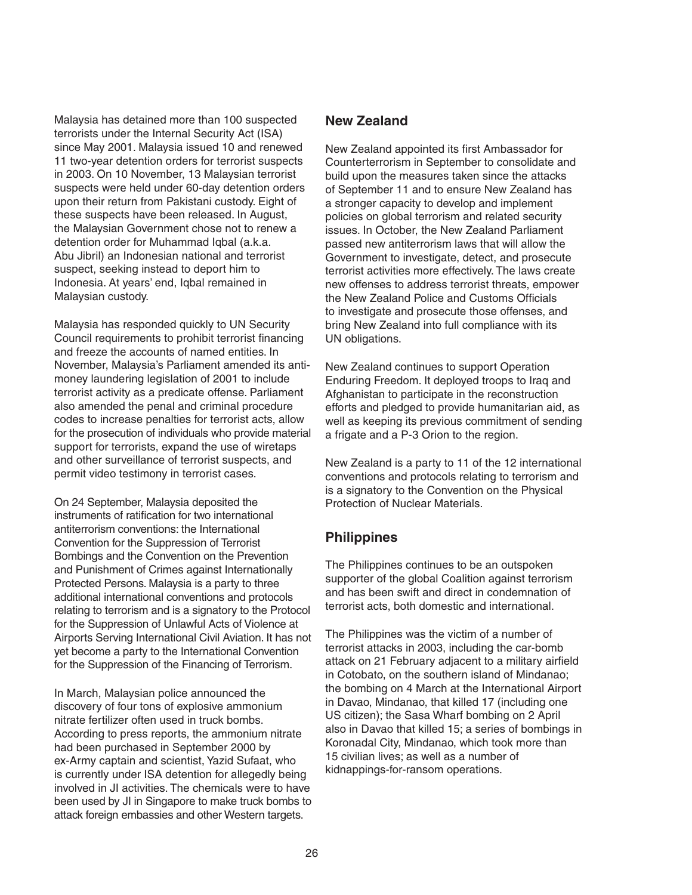Malaysia has detained more than 100 suspected terrorists under the Internal Security Act (ISA) since May 2001. Malaysia issued 10 and renewed 11 two-year detention orders for terrorist suspects in 2003. On 10 November, 13 Malaysian terrorist suspects were held under 60-day detention orders upon their return from Pakistani custody. Eight of these suspects have been released. In August, the Malaysian Government chose not to renew a detention order for Muhammad Iqbal (a.k.a. Abu Jibril) an Indonesian national and terrorist suspect, seeking instead to deport him to Indonesia. At years' end, Iqbal remained in Malaysian custody.

Malaysia has responded quickly to UN Security Council requirements to prohibit terrorist financing and freeze the accounts of named entities. In November, Malaysia's Parliament amended its anti-money laundering legislation of 2001 to include terrorist activity as a predicate offense. Parliament also amended the penal and criminal procedure codes to increase penalties for terrorist acts, allow for the prosecution of individuals who provide material support for terrorists, expand the use of wiretaps and other surveillance of terrorist suspects, and permit video testimony in terrorist cases.

On 24 September, Malaysia deposited the instruments of ratification for two international antiterrorism conventions: the International Convention for the Suppression of Terrorist Bombings and the Convention on the Prevention and Punishment of Crimes against Internationally Protected Persons. Malaysia is a party to three additional international conventions and protocols relating to terrorism and is a signatory to the Protocol for the Suppression of Unlawful Acts of Violence at Airports Serving International Civil Aviation. It has not yet become a party to the International Convention for the Suppression of the Financing of Terrorism.

In March, Malaysian police announced the discovery of four tons of explosive ammonium nitrate fertilizer often used in truck bombs. According to press reports, the ammonium nitrate had been purchased in September 2000 by ex-Army captain and scientist, Yazid Sufaat, who is currently under ISA detention for allegedly being involved in JI activities. The chemicals were to have been used by JI in Singapore to make truck bombs to attack foreign embassies and other Western targets.

## New Zealand

New Zealand appointed its first Ambassador for Counterterrorism in September to consolidate and build upon the measures taken since the attacks of September 11 and to ensure New Zealand has a stronger capacity to develop and implement policies on global terrorism and related security issues. In October, the New Zealand Parliament passed new antiterrorism laws that will allow the Government to investigate, detect, and prosecute terrorist activities more effectively. The laws create new offenses to address terrorist threats, empower the New Zealand Police and Customs Officials to investigate and prosecute those offenses, and bring New Zealand into full compliance with its UN obligations.

New Zealand continues to support Operation Enduring Freedom. It deployed troops to Iraq and Afghanistan to participate in the reconstruction efforts and pledged to provide humanitarian aid, as well as keeping its previous commitment of sending a frigate and a P-3 Orion to the region.

New Zealand is a party to 11 of the 12 international conventions and protocols relating to terrorism and is a signatory to the Convention on the Physical Protection of Nuclear Materials.

## Philippines

The Philippines continues to be an outspoken supporter of the global Coalition against terrorism and has been swift and direct in condemnation of terrorist acts, both domestic and international.

The Philippines was the victim of a number of terrorist attacks in 2003, including the car-bomb attack on 21 February adjacent to a military airfield in Cotobato, on the southern island of Mindanao; the bombing on 4 March at the International Airport in Davao, Mindanao, that killed 17 (including one US citizen); the Sasa Wharf bombing on 2 April also in Davao that killed 15; a series of bombings in Koronadal City, Mindanao, which took more than 15 civilian lives; as well as a number of kidnappings-for-ransom operations.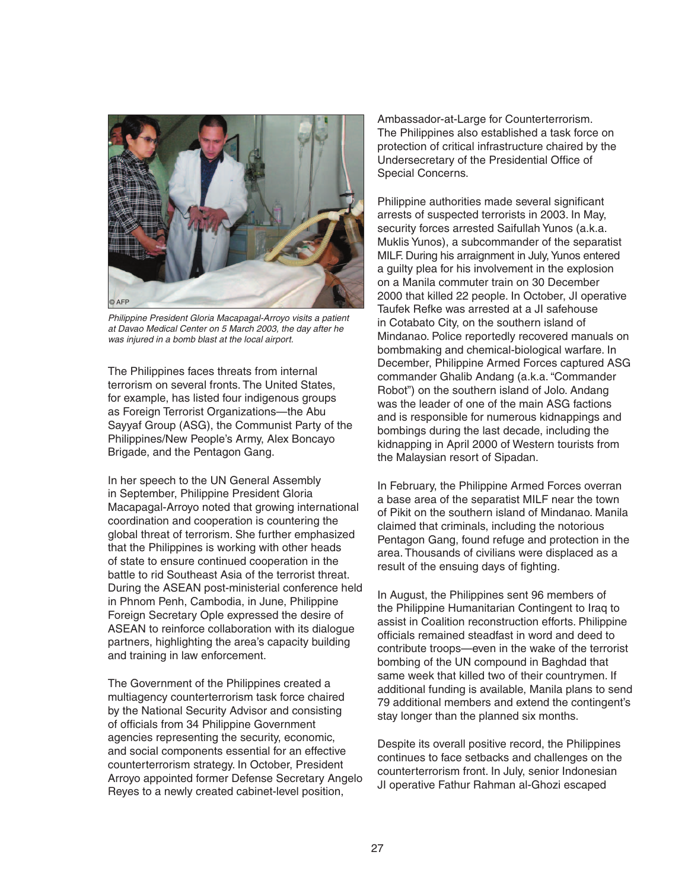*Philippine President Gloria Macapagal-Arroyo visits a patient at Davao Medical Center on 5 March 2003, the day after he was injured in a bomb blast at the local airport.*

The Philippines faces threats from internal terrorism on several fronts. The United States, for example, has listed four indigenous groups as Foreign Terrorist Organizations—the Abu Sayyaf Group (ASG), the Communist Party of the Philippines/New People's Army, Alex Boncayo Brigade, and the Pentagon Gang.

In her speech to the UN General Assembly in September, Philippine President Gloria Macapagal-Arroyo noted that growing international coordination and cooperation is countering the global threat of terrorism. She further emphasized that the Philippines is working with other heads of state to ensure continued cooperation in the battle to rid Southeast Asia of the terrorist threat. During the ASEAN post-ministerial conference held in Phnom Penh, Cambodia, in June, Philippine Foreign Secretary Ople expressed the desire of ASEAN to reinforce collaboration with its dialogue partners, highlighting the area's capacity building and training in law enforcement.

The Government of the Philippines created a multiagency counterterrorism task force chaired by the National Security Advisor and consisting of officials from 34 Philippine Government agencies representing the security, economic, and social components essential for an effective counterterrorism strategy. In October, President Arroyo appointed former Defense Secretary Angelo Reyes to a newly created cabinet-level position, Ambassador-at-Large for Counterterrorism. The Philippines also established a task force on protection of critical infrastructure chaired by the Undersecretary of the Presidential Office of Special Concerns.

Philippine authorities made several significant arrests of suspected terrorists in 2003. In May, security forces arrested Saifullah Yunos (a.k.a. Muklis Yunos), a subcommander of the separatist MILF. During his arraignment in July, Yunos entered a guilty plea for his involvement in the explosion on a Manila commuter train on 30 December 2000 that killed 22 people. In October, JI operative Taufek Refke was arrested at a JI safehouse in Cotabato City, on the southern island of Mindanao. Police reportedly recovered manuals on bombmaking and chemical-biological warfare. In December, Philippine Armed Forces captured ASG commander Ghalib Andang (a.k.a. "Commander Robot") on the southern island of Jolo. Andang was the leader of one of the main ASG factions and is responsible for numerous kidnappings and bombings during the last decade, including the kidnapping in April 2000 of Western tourists from the Malaysian resort of Sipadan.

In February, the Philippine Armed Forces overran a base area of the separatist MILF near the town of Pikit on the southern island of Mindanao. Manila claimed that criminals, including the notorious Pentagon Gang, found refuge and protection in the area. Thousands of civilians were displaced as a result of the ensuing days of fighting.

In August, the Philippines sent 96 members of the Philippine Humanitarian Contingent to Iraq to assist in Coalition reconstruction efforts. Philippine officials remained steadfast in word and deed to contribute troops—even in the wake of the terrorist bombing of the UN compound in Baghdad that same week that killed two of their countrymen. If additional funding is available, Manila plans to send 79 additional members and extend the contingent's stay longer than the planned six months.

Despite its overall positive record, the Philippines continues to face setbacks and challenges on the counterterrorism front. In July, senior Indonesian JI operative Fathur Rahman al-Ghozi escaped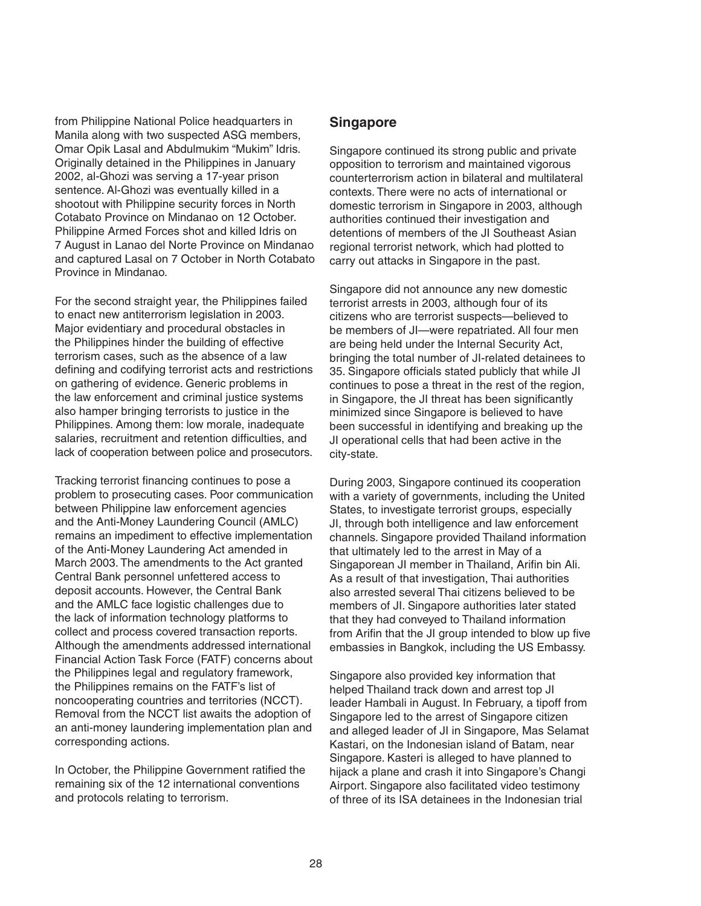from Philippine National Police headquarters in Manila along with two suspected ASG members, Omar Opik Lasal and Abdulmukim "Mukim" Idris. Originally detained in the Philippines in January 2002, al-Ghozi was serving a 17-year prison sentence. Al-Ghozi was eventually killed in a shootout with Philippine security forces in North Cotabato Province on Mindanao on 12 October. Philippine Armed Forces shot and killed Idris on 7 August in Lanao del Norte Province on Mindanao and captured Lasal on 7 October in North Cotabato Province in Mindanao.

For the second straight year, the Philippines failed to enact new antiterrorism legislation in 2003. Major evidentiary and procedural obstacles in the Philippines hinder the building of effective terrorism cases, such as the absence of a law defining and codifying terrorist acts and restrictions on gathering of evidence. Generic problems in the law enforcement and criminal justice systems also hamper bringing terrorists to justice in the Philippines. Among them: low morale, inadequate salaries, recruitment and retention difficulties, and lack of cooperation between police and prosecutors.

Tracking terrorist financing continues to pose a problem to prosecuting cases. Poor communication between Philippine law enforcement agencies and the Anti-Money Laundering Council (AMLC) remains an impediment to effective implementation of the Anti-Money Laundering Act amended in March 2003. The amendments to the Act granted Central Bank personnel unfettered access to deposit accounts. However, the Central Bank and the AMLC face logistic challenges due to the lack of information technology platforms to collect and process covered transaction reports. Although the amendments addressed international Financial Action Task Force (FATF) concerns about the Philippines legal and regulatory framework, the Philippines remains on the FATF's list of noncooperating countries and territories (NCCT). Removal from the NCCT list awaits the adoption of an anti-money laundering implementation plan and corresponding actions.

In October, the Philippine Government ratified the remaining six of the 12 international conventions and protocols relating to terrorism.

## Singapore

Singapore continued its strong public and private opposition to terrorism and maintained vigorous counterterrorism action in bilateral and multilateral contexts. There were no acts of international or domestic terrorism in Singapore in 2003, although authorities continued their investigation and detentions of members of the JI Southeast Asian regional terrorist network, which had plotted to carry out attacks in Singapore in the past.

Singapore did not announce any new domestic terrorist arrests in 2003, although four of its citizens who are terrorist suspects—believed to be members of JI—were repatriated. All four men are being held under the Internal Security Act, bringing the total number of JI-related detainees to 35. Singapore officials stated publicly that while JI continues to pose a threat in the rest of the region, in Singapore, the JI threat has been significantly minimized since Singapore is believed to have been successful in identifying and breaking up the JI operational cells that had been active in the city-state.

During 2003, Singapore continued its cooperation with a variety of governments, including the United States, to investigate terrorist groups, especially JI, through both intelligence and law enforcement channels. Singapore provided Thailand information that ultimately led to the arrest in May of a Singaporean JI member in Thailand, Arifin bin Ali. As a result of that investigation, Thai authorities also arrested several Thai citizens believed to be members of JI. Singapore authorities later stated that they had conveyed to Thailand information from Arifin that the JI group intended to blow up five embassies in Bangkok, including the US Embassy.

Singapore also provided key information that helped Thailand track down and arrest top JI leader Hambali in August. In February, a tipoff from Singapore led to the arrest of Singapore citizen and alleged leader of JI in Singapore, Mas Selamat Kastari, on the Indonesian island of Batam, near Singapore. Kasteri is alleged to have planned to hijack a plane and crash it into Singapore's Changi Airport. Singapore also facilitated video testimony of three of its ISA detainees in the Indonesian trial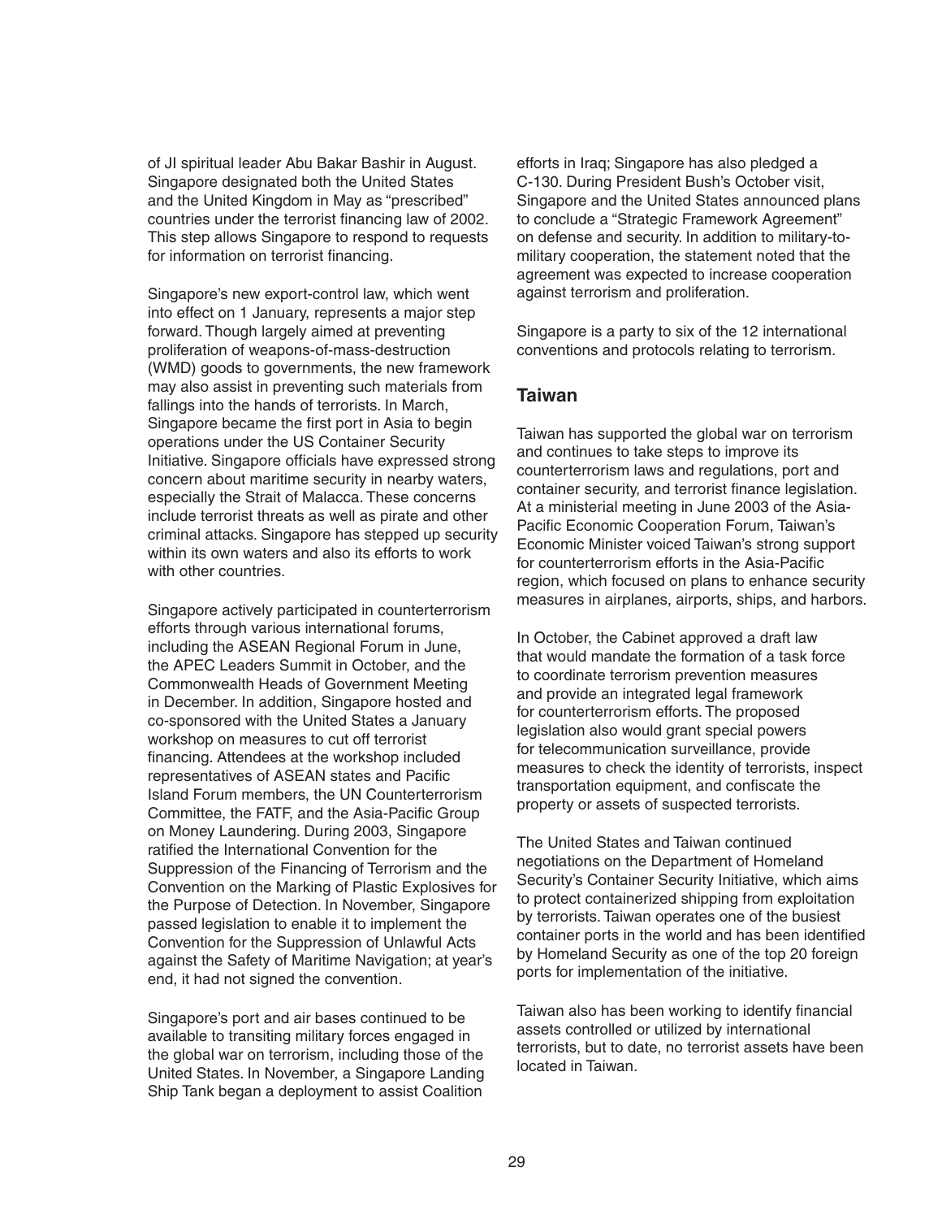of JI spiritual leader Abu Bakar Bashir in August. Singapore designated both the United States and the United Kingdom in May as "prescribed" countries under the terrorist financing law of 2002. This step allows Singapore to respond to requests for information on terrorist financing.

Singapore's new export-control law, which went into effect on 1 January, represents a major step forward. Though largely aimed at preventing proliferation of weapons-of-mass-destruction (WMD) goods to governments, the new framework may also assist in preventing such materials from fallings into the hands of terrorists. In March, Singapore became the first port in Asia to begin operations under the US Container Security Initiative. Singapore officials have expressed strong concern about maritime security in nearby waters, especially the Strait of Malacca. These concerns include terrorist threats as well as pirate and other criminal attacks. Singapore has stepped up security within its own waters and also its efforts to work with other countries.

Singapore actively participated in counterterrorism efforts through various international forums, including the ASEAN Regional Forum in June, the APEC Leaders Summit in October, and the Commonwealth Heads of Government Meeting in December. In addition, Singapore hosted and co-sponsored with the United States a January workshop on measures to cut off terrorist financing. Attendees at the workshop included representatives of ASEAN states and Pacific Island Forum members, the UN Counterterrorism Committee, the FATF, and the Asia-Pacific Group on Money Laundering. During 2003, Singapore ratified the International Convention for the Suppression of the Financing of Terrorism and the Convention on the Marking of Plastic Explosives for the Purpose of Detection. In November, Singapore passed legislation to enable it to implement the Convention for the Suppression of Unlawful Acts against the Safety of Maritime Navigation; at year's end, it had not signed the convention.

Singapore's port and air bases continued to be available to transiting military forces engaged in the global war on terrorism, including those of the United States. In November, a Singapore Landing Ship Tank began a deployment to assist Coalition efforts in Iraq; Singapore has also pledged a C-130. During President Bush's October visit, Singapore and the United States announced plans to conclude a "Strategic Framework Agreement" on defense and security. In addition to military-to-military cooperation, the statement noted that the agreement was expected to increase cooperation against terrorism and proliferation.

Singapore is a party to six of the 12 international conventions and protocols relating to terrorism.

## Taiwan

Taiwan has supported the global war on terrorism and continues to take steps to improve its counterterrorism laws and regulations, port and container security, and terrorist finance legislation. At a ministerial meeting in June 2003 of the Asia-Pacific Economic Cooperation Forum, Taiwan's Economic Minister voiced Taiwan's strong support for counterterrorism efforts in the Asia-Pacific region, which focused on plans to enhance security measures in airplanes, airports, ships, and harbors.

In October, the Cabinet approved a draft law that would mandate the formation of a task force to coordinate terrorism prevention measures and provide an integrated legal framework for counterterrorism efforts. The proposed legislation also would grant special powers for telecommunication surveillance, provide measures to check the identity of terrorists, inspect transportation equipment, and confiscate the property or assets of suspected terrorists.

The United States and Taiwan continued negotiations on the Department of Homeland Security's Container Security Initiative, which aims to protect containerized shipping from exploitation by terrorists. Taiwan operates one of the busiest container ports in the world and has been identified by Homeland Security as one of the top 20 foreign ports for implementation of the initiative.

Taiwan also has been working to identify financial assets controlled or utilized by international terrorists, but to date, no terrorist assets have been located in Taiwan.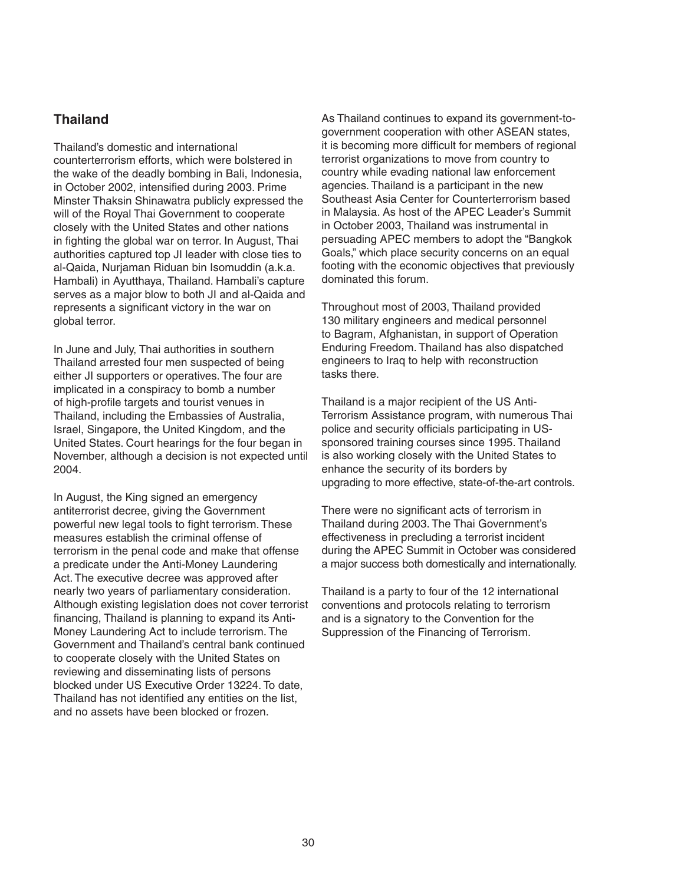## Thailand

Thailand's domestic and international counterterrorism efforts, which were bolstered in the wake of the deadly bombing in Bali, Indonesia, in October 2002, intensified during 2003. Prime Minster Thaksin Shinawatra publicly expressed the will of the Royal Thai Government to cooperate closely with the United States and other nations in fighting the global war on terror. In August, Thai authorities captured top JI leader with close ties to al-Qaida, Nurjaman Riduan bin Isomuddin (a.k.a. Hambali) in Ayutthaya, Thailand. Hambali's capture serves as a major blow to both JI and al-Qaida and represents a significant victory in the war on global terror.

In June and July, Thai authorities in southern Thailand arrested four men suspected of being either JI supporters or operatives. The four are implicated in a conspiracy to bomb a number of high-profile targets and tourist venues in Thailand, including the Embassies of Australia, Israel, Singapore, the United Kingdom, and the United States. Court hearings for the four began in November, although a decision is not expected until 2004.

In August, the King signed an emergency antiterrorist decree, giving the Government powerful new legal tools to fight terrorism. These measures establish the criminal offense of terrorism in the penal code and make that offense a predicate under the Anti-Money Laundering Act. The executive decree was approved after nearly two years of parliamentary consideration. Although existing legislation does not cover terrorist financing, Thailand is planning to expand its Anti-Money Laundering Act to include terrorism. The Government and Thailand's central bank continued to cooperate closely with the United States on reviewing and disseminating lists of persons blocked under US Executive Order 13224. To date, Thailand has not identified any entities on the list, and no assets have been blocked or frozen.

As Thailand continues to expand its government-to-government cooperation with other ASEAN states, it is becoming more difficult for members of regional terrorist organizations to move from country to country while evading national law enforcement agencies. Thailand is a participant in the new Southeast Asia Center for Counterterrorism based in Malaysia. As host of the APEC Leader's Summit in October 2003, Thailand was instrumental in persuading APEC members to adopt the "Bangkok Goals," which place security concerns on an equal footing with the economic objectives that previously dominated this forum.

Throughout most of 2003, Thailand provided 130 military engineers and medical personnel to Bagram, Afghanistan, in support of Operation Enduring Freedom. Thailand has also dispatched engineers to Iraq to help with reconstruction tasks there.

Thailand is a major recipient of the US Anti-Terrorism Assistance program, with numerous Thai police and security officials participating in US-sponsored training courses since 1995. Thailand is also working closely with the United States to enhance the security of its borders by upgrading to more effective, state-of-the-art controls.

There were no significant acts of terrorism in Thailand during 2003. The Thai Government's effectiveness in precluding a terrorist incident during the APEC Summit in October was considered a major success both domestically and internationally.

Thailand is a party to four of the 12 international conventions and protocols relating to terrorism and is a signatory to the Convention for the Suppression of the Financing of Terrorism.